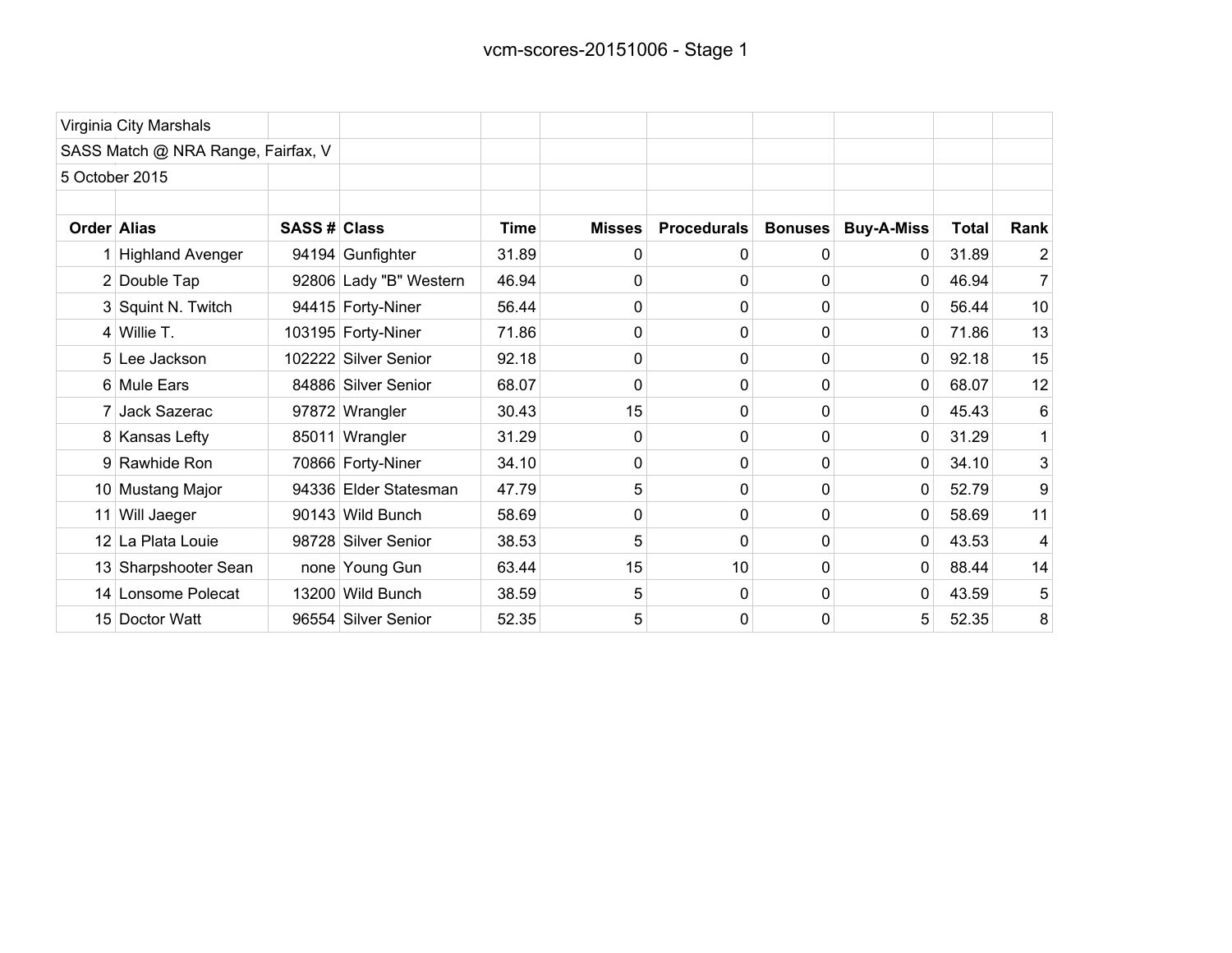# vcm-scores-20151006 - Stage 1

Virginia City Marshals

SASS Match @ NRA Range, Fairfax, V

5 October 2015

| Order | Alias | SASS # | Class | Time | Misses | Procedurals | Bonuses | Buy-A-Miss | Total | Rank |
|---|---|---|---|---|---|---|---|---|---|---|
| 1 | Highland Avenger | 94194 | Gunfighter | 31.89 | 0 | 0 | 0 | 0 | 31.89 | 2 |
| 2 | Double Tap | 92806 | Lady "B" Western | 46.94 | 0 | 0 | 0 | 0 | 46.94 | 7 |
| 3 | Squint N. Twitch | 94415 | Forty-Niner | 56.44 | 0 | 0 | 0 | 0 | 56.44 | 10 |
| 4 | Willie T. | 103195 | Forty-Niner | 71.86 | 0 | 0 | 0 | 0 | 71.86 | 13 |
| 5 | Lee Jackson | 102222 | Silver Senior | 92.18 | 0 | 0 | 0 | 0 | 92.18 | 15 |
| 6 | Mule Ears | 84886 | Silver Senior | 68.07 | 0 | 0 | 0 | 0 | 68.07 | 12 |
| 7 | Jack Sazerac | 97872 | Wrangler | 30.43 | 15 | 0 | 0 | 0 | 45.43 | 6 |
| 8 | Kansas Lefty | 85011 | Wrangler | 31.29 | 0 | 0 | 0 | 0 | 31.29 | 1 |
| 9 | Rawhide Ron | 70866 | Forty-Niner | 34.10 | 0 | 0 | 0 | 0 | 34.10 | 3 |
| 10 | Mustang Major | 94336 | Elder Statesman | 47.79 | 5 | 0 | 0 | 0 | 52.79 | 9 |
| 11 | Will Jaeger | 90143 | Wild Bunch | 58.69 | 0 | 0 | 0 | 0 | 58.69 | 11 |
| 12 | La Plata Louie | 98728 | Silver Senior | 38.53 | 5 | 0 | 0 | 0 | 43.53 | 4 |
| 13 | Sharpshooter Sean | none | Young Gun | 63.44 | 15 | 10 | 0 | 0 | 88.44 | 14 |
| 14 | Lonsome Polecat | 13200 | Wild Bunch | 38.59 | 5 | 0 | 0 | 0 | 43.59 | 5 |
| 15 | Doctor Watt | 96554 | Silver Senior | 52.35 | 5 | 0 | 0 | 5 | 52.35 | 8 |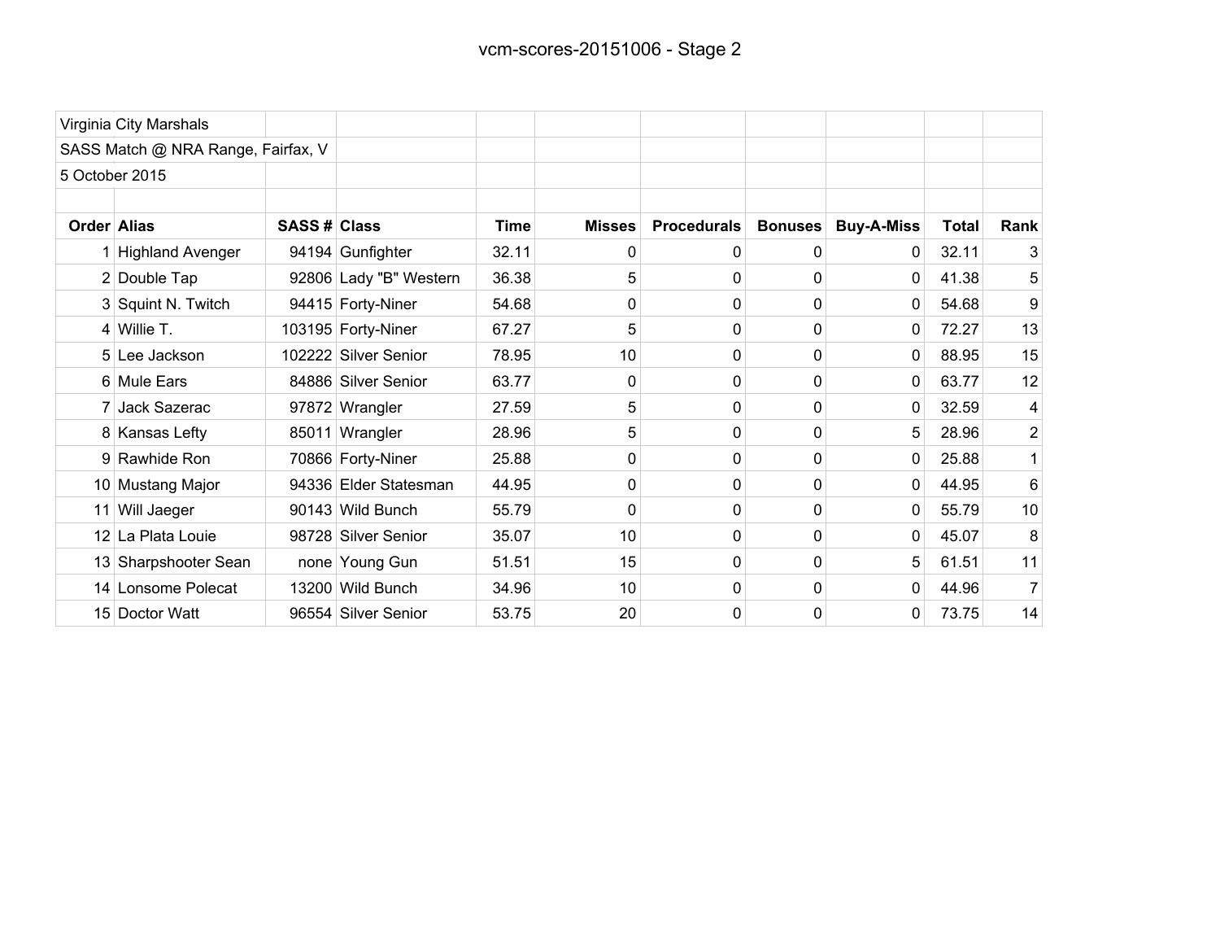# vcm-scores-20151006 - Stage 2

Virginia City Marshals

SASS Match @ NRA Range, Fairfax, V

5 October 2015

| Order | Alias | SASS # | Class | Time | Misses | Procedurals | Bonuses | Buy-A-Miss | Total | Rank |
|---|---|---|---|---|---|---|---|---|---|---|
| 1 | Highland Avenger | 94194 | Gunfighter | 32.11 | 0 | 0 | 0 | 0 | 32.11 | 3 |
| 2 | Double Tap | 92806 | Lady "B" Western | 36.38 | 5 | 0 | 0 | 0 | 41.38 | 5 |
| 3 | Squint N. Twitch | 94415 | Forty-Niner | 54.68 | 0 | 0 | 0 | 0 | 54.68 | 9 |
| 4 | Willie T. | 103195 | Forty-Niner | 67.27 | 5 | 0 | 0 | 0 | 72.27 | 13 |
| 5 | Lee Jackson | 102222 | Silver Senior | 78.95 | 10 | 0 | 0 | 0 | 88.95 | 15 |
| 6 | Mule Ears | 84886 | Silver Senior | 63.77 | 0 | 0 | 0 | 0 | 63.77 | 12 |
| 7 | Jack Sazerac | 97872 | Wrangler | 27.59 | 5 | 0 | 0 | 0 | 32.59 | 4 |
| 8 | Kansas Lefty | 85011 | Wrangler | 28.96 | 5 | 0 | 0 | 5 | 28.96 | 2 |
| 9 | Rawhide Ron | 70866 | Forty-Niner | 25.88 | 0 | 0 | 0 | 0 | 25.88 | 1 |
| 10 | Mustang Major | 94336 | Elder Statesman | 44.95 | 0 | 0 | 0 | 0 | 44.95 | 6 |
| 11 | Will Jaeger | 90143 | Wild Bunch | 55.79 | 0 | 0 | 0 | 0 | 55.79 | 10 |
| 12 | La Plata Louie | 98728 | Silver Senior | 35.07 | 10 | 0 | 0 | 0 | 45.07 | 8 |
| 13 | Sharpshooter Sean | none | Young Gun | 51.51 | 15 | 0 | 0 | 5 | 61.51 | 11 |
| 14 | Lonsome Polecat | 13200 | Wild Bunch | 34.96 | 10 | 0 | 0 | 0 | 44.96 | 7 |
| 15 | Doctor Watt | 96554 | Silver Senior | 53.75 | 20 | 0 | 0 | 0 | 73.75 | 14 |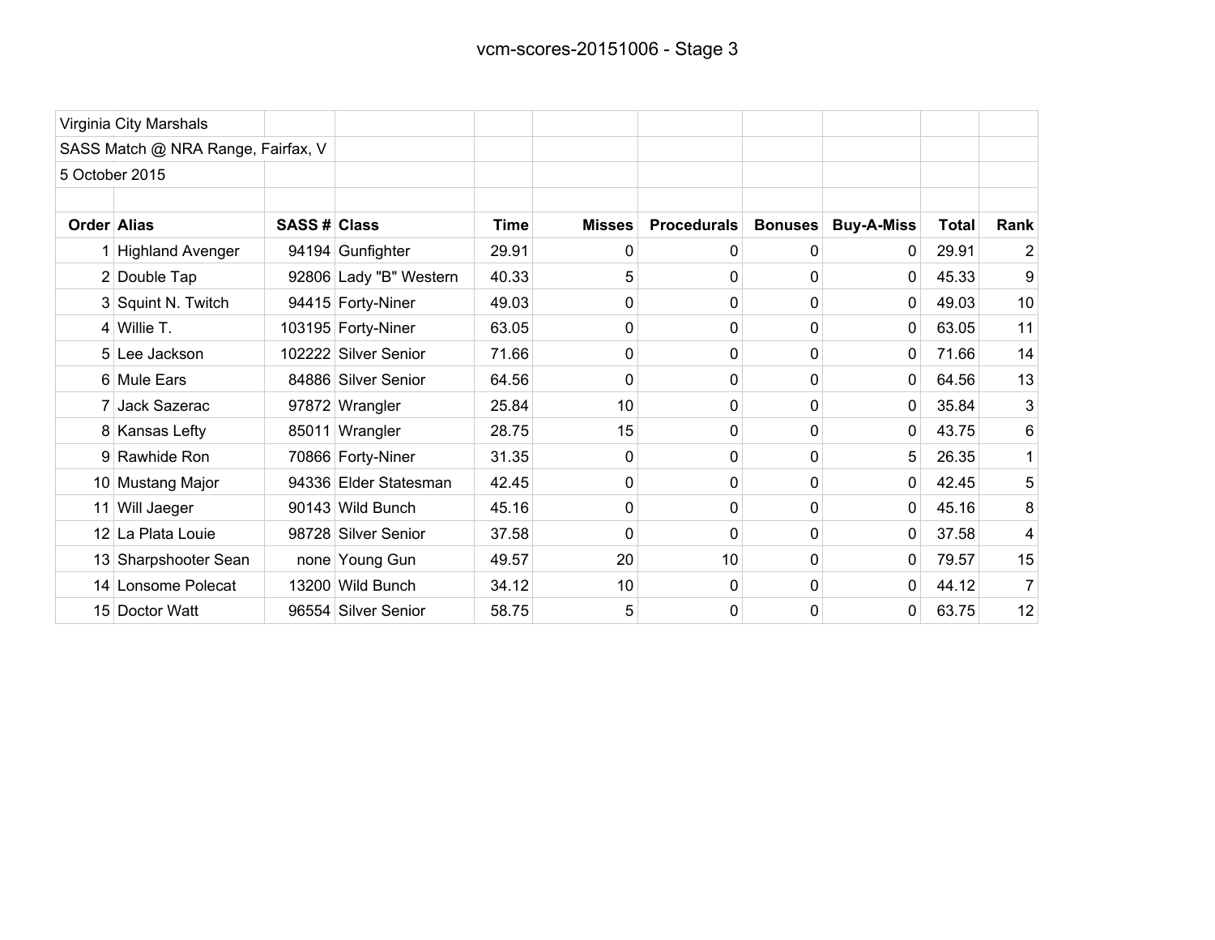Virginia City Marshals

SASS Match @ NRA Range, Fairfax, V

5 October 2015

| Order | Alias | SASS # | Class | Time | Misses | Procedurals | Bonuses | Buy-A-Miss | Total | Rank |
|---|---|---|---|---|---|---|---|---|---|---|
| 1 | Highland Avenger | 94194 | Gunfighter | 29.91 | 0 | 0 | 0 | 0 | 29.91 | 2 |
| 2 | Double Tap | 92806 | Lady "B" Western | 40.33 | 5 | 0 | 0 | 0 | 45.33 | 9 |
| 3 | Squint N. Twitch | 94415 | Forty-Niner | 49.03 | 0 | 0 | 0 | 0 | 49.03 | 10 |
| 4 | Willie T. | 103195 | Forty-Niner | 63.05 | 0 | 0 | 0 | 0 | 63.05 | 11 |
| 5 | Lee Jackson | 102222 | Silver Senior | 71.66 | 0 | 0 | 0 | 0 | 71.66 | 14 |
| 6 | Mule Ears | 84886 | Silver Senior | 64.56 | 0 | 0 | 0 | 0 | 64.56 | 13 |
| 7 | Jack Sazerac | 97872 | Wrangler | 25.84 | 10 | 0 | 0 | 0 | 35.84 | 3 |
| 8 | Kansas Lefty | 85011 | Wrangler | 28.75 | 15 | 0 | 0 | 0 | 43.75 | 6 |
| 9 | Rawhide Ron | 70866 | Forty-Niner | 31.35 | 0 | 0 | 0 | 5 | 26.35 | 1 |
| 10 | Mustang Major | 94336 | Elder Statesman | 42.45 | 0 | 0 | 0 | 0 | 42.45 | 5 |
| 11 | Will Jaeger | 90143 | Wild Bunch | 45.16 | 0 | 0 | 0 | 0 | 45.16 | 8 |
| 12 | La Plata Louie | 98728 | Silver Senior | 37.58 | 0 | 0 | 0 | 0 | 37.58 | 4 |
| 13 | Sharpshooter Sean | none | Young Gun | 49.57 | 20 | 10 | 0 | 0 | 79.57 | 15 |
| 14 | Lonsome Polecat | 13200 | Wild Bunch | 34.12 | 10 | 0 | 0 | 0 | 44.12 | 7 |
| 15 | Doctor Watt | 96554 | Silver Senior | 58.75 | 5 | 0 | 0 | 0 | 63.75 | 12 |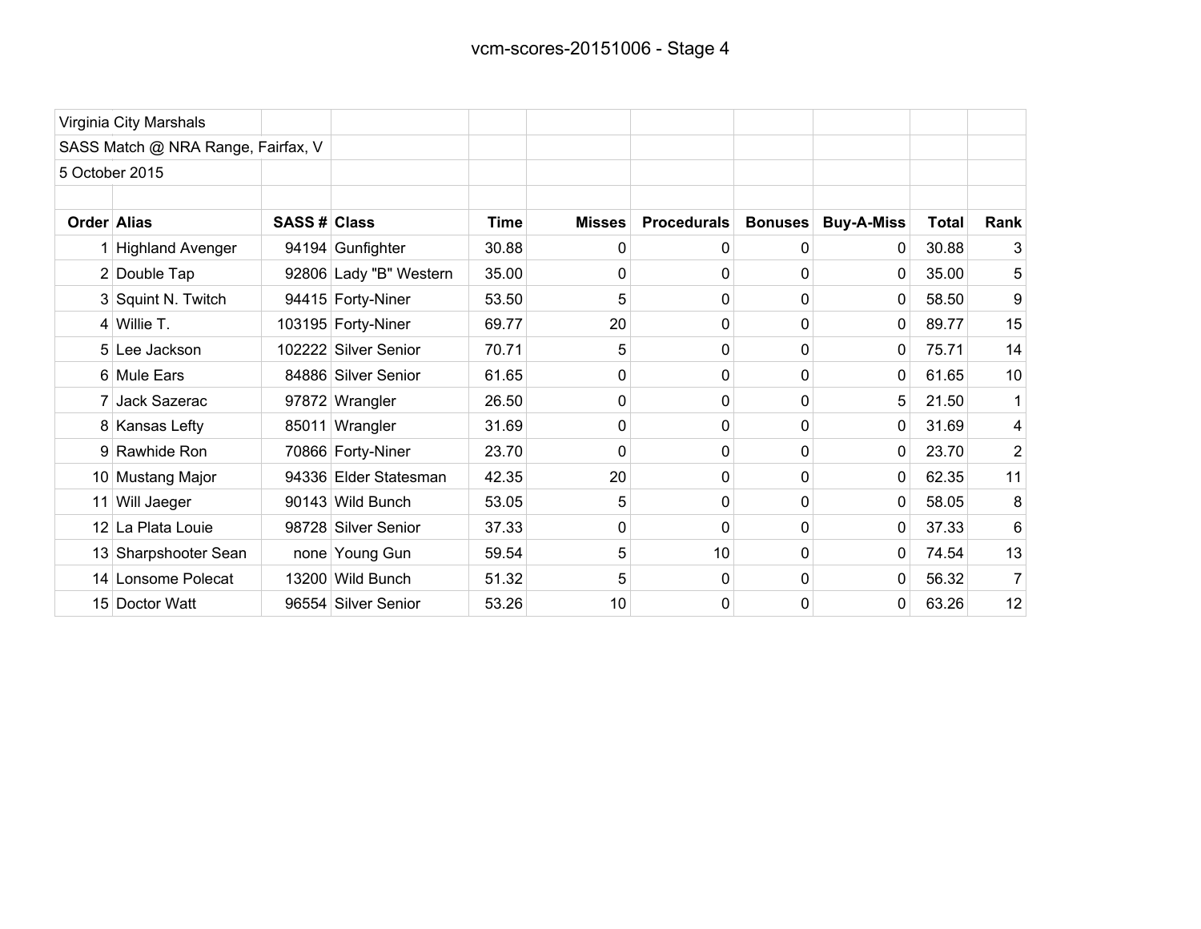# vcm-scores-20151006 - Stage 4

Virginia City Marshals

SASS Match @ NRA Range, Fairfax, V

5 October 2015

| Order | Alias | SASS # | Class | Time | Misses | Procedurals | Bonuses | Buy-A-Miss | Total | Rank |
|---|---|---|---|---|---|---|---|---|---|---|
| 1 | Highland Avenger | 94194 | Gunfighter | 30.88 | 0 | 0 | 0 | 0 | 30.88 | 3 |
| 2 | Double Tap | 92806 | Lady "B" Western | 35.00 | 0 | 0 | 0 | 0 | 35.00 | 5 |
| 3 | Squint N. Twitch | 94415 | Forty-Niner | 53.50 | 5 | 0 | 0 | 0 | 58.50 | 9 |
| 4 | Willie T. | 103195 | Forty-Niner | 69.77 | 20 | 0 | 0 | 0 | 89.77 | 15 |
| 5 | Lee Jackson | 102222 | Silver Senior | 70.71 | 5 | 0 | 0 | 0 | 75.71 | 14 |
| 6 | Mule Ears | 84886 | Silver Senior | 61.65 | 0 | 0 | 0 | 0 | 61.65 | 10 |
| 7 | Jack Sazerac | 97872 | Wrangler | 26.50 | 0 | 0 | 0 | 5 | 21.50 | 1 |
| 8 | Kansas Lefty | 85011 | Wrangler | 31.69 | 0 | 0 | 0 | 0 | 31.69 | 4 |
| 9 | Rawhide Ron | 70866 | Forty-Niner | 23.70 | 0 | 0 | 0 | 0 | 23.70 | 2 |
| 10 | Mustang Major | 94336 | Elder Statesman | 42.35 | 20 | 0 | 0 | 0 | 62.35 | 11 |
| 11 | Will Jaeger | 90143 | Wild Bunch | 53.05 | 5 | 0 | 0 | 0 | 58.05 | 8 |
| 12 | La Plata Louie | 98728 | Silver Senior | 37.33 | 0 | 0 | 0 | 0 | 37.33 | 6 |
| 13 | Sharpshooter Sean | none | Young Gun | 59.54 | 5 | 10 | 0 | 0 | 74.54 | 13 |
| 14 | Lonsome Polecat | 13200 | Wild Bunch | 51.32 | 5 | 0 | 0 | 0 | 56.32 | 7 |
| 15 | Doctor Watt | 96554 | Silver Senior | 53.26 | 10 | 0 | 0 | 0 | 63.26 | 12 |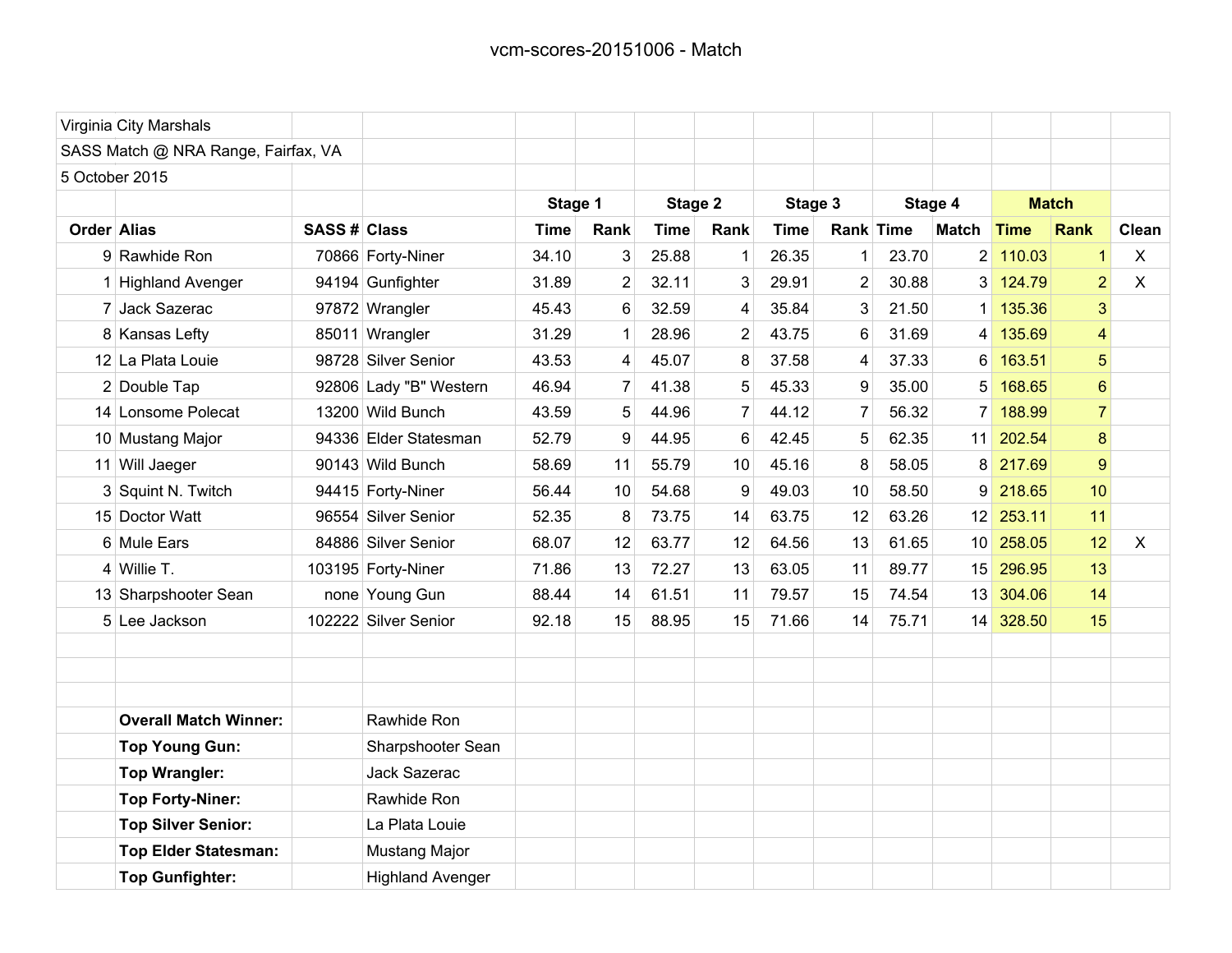# vcm-scores-20151006 - Match

Virginia City Marshals
SASS Match @ NRA Range, Fairfax, VA
5 October 2015

| | | | | Stage 1 | | Stage 2 | | Stage 3 | | Stage 4 | | Match | | |
|---|---|---|---|---|---|---|---|---|---|---|---|---|---|---|
| **Order** | **Alias** | **SASS #** | **Class** | **Time** | **Rank** | **Time** | **Rank** | **Time** | **Rank** | **Time** | **Match** | **Time** | **Rank** | **Clean** |
| 9 | Rawhide Ron | 70866 | Forty-Niner | 34.10 | 3 | 25.88 | 1 | 26.35 | 1 | 23.70 | 2 | 110.03 | 1 | X |
| 1 | Highland Avenger | 94194 | Gunfighter | 31.89 | 2 | 32.11 | 3 | 29.91 | 2 | 30.88 | 3 | 124.79 | 2 | X |
| 7 | Jack Sazerac | 97872 | Wrangler | 45.43 | 6 | 32.59 | 4 | 35.84 | 3 | 21.50 | 1 | 135.36 | 3 | |
| 8 | Kansas Lefty | 85011 | Wrangler | 31.29 | 1 | 28.96 | 2 | 43.75 | 6 | 31.69 | 4 | 135.69 | 4 | |
| 12 | La Plata Louie | 98728 | Silver Senior | 43.53 | 4 | 45.07 | 8 | 37.58 | 4 | 37.33 | 6 | 163.51 | 5 | |
| 2 | Double Tap | 92806 | Lady "B" Western | 46.94 | 7 | 41.38 | 5 | 45.33 | 9 | 35.00 | 5 | 168.65 | 6 | |
| 14 | Lonsome Polecat | 13200 | Wild Bunch | 43.59 | 5 | 44.96 | 7 | 44.12 | 7 | 56.32 | 7 | 188.99 | 7 | |
| 10 | Mustang Major | 94336 | Elder Statesman | 52.79 | 9 | 44.95 | 6 | 42.45 | 5 | 62.35 | 11 | 202.54 | 8 | |
| 11 | Will Jaeger | 90143 | Wild Bunch | 58.69 | 11 | 55.79 | 10 | 45.16 | 8 | 58.05 | 8 | 217.69 | 9 | |
| 3 | Squint N. Twitch | 94415 | Forty-Niner | 56.44 | 10 | 54.68 | 9 | 49.03 | 10 | 58.50 | 9 | 218.65 | 10 | |
| 15 | Doctor Watt | 96554 | Silver Senior | 52.35 | 8 | 73.75 | 14 | 63.75 | 12 | 63.26 | 12 | 253.11 | 11 | |
| 6 | Mule Ears | 84886 | Silver Senior | 68.07 | 12 | 63.77 | 12 | 64.56 | 13 | 61.65 | 10 | 258.05 | 12 | X |
| 4 | Willie T. | 103195 | Forty-Niner | 71.86 | 13 | 72.27 | 13 | 63.05 | 11 | 89.77 | 15 | 296.95 | 13 | |
| 13 | Sharpshooter Sean | none | Young Gun | 88.44 | 14 | 61.51 | 11 | 79.57 | 15 | 74.54 | 13 | 304.06 | 14 | |
| 5 | Lee Jackson | 102222 | Silver Senior | 92.18 | 15 | 88.95 | 15 | 71.66 | 14 | 75.71 | 14 | 328.50 | 15 | |

| | |
|---|---|
| **Overall Match Winner:** | Rawhide Ron |
| **Top Young Gun:** | Sharpshooter Sean |
| **Top Wrangler:** | Jack Sazerac |
| **Top Forty-Niner:** | Rawhide Ron |
| **Top Silver Senior:** | La Plata Louie |
| **Top Elder Statesman:** | Mustang Major |
| **Top Gunfighter:** | Highland Avenger |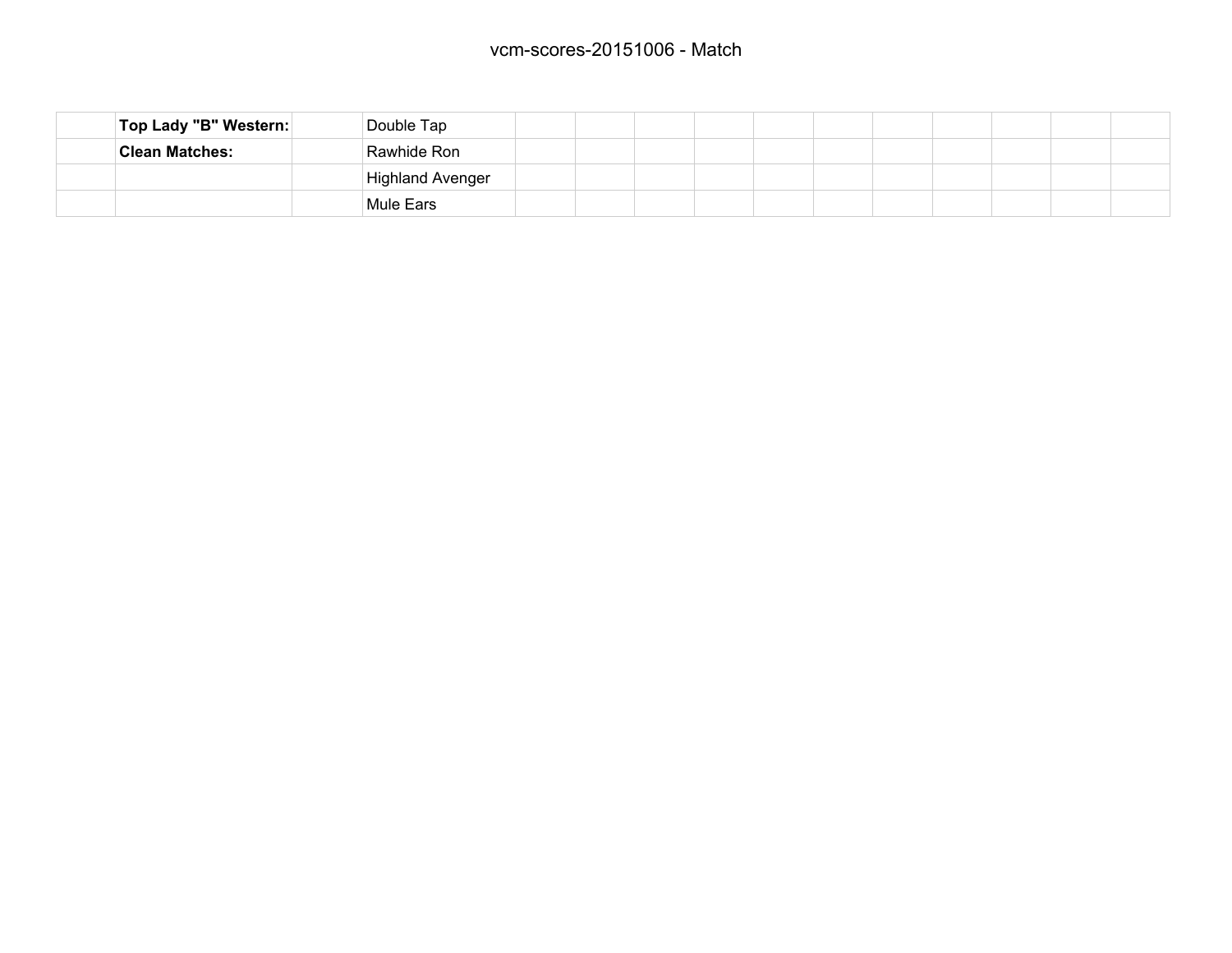| | | | | | | | | | | | | | | |
|---|---|---|---|---|---|---|---|---|---|---|---|---|---|---|
| | **Top Lady "B" Western:** | | Double Tap | | | | | | | | | | | |
| | **Clean Matches:** | | Rawhide Ron | | | | | | | | | | | |
| | | | Highland Avenger | | | | | | | | | | | |
| | | | Mule Ears | | | | | | | | | | | |